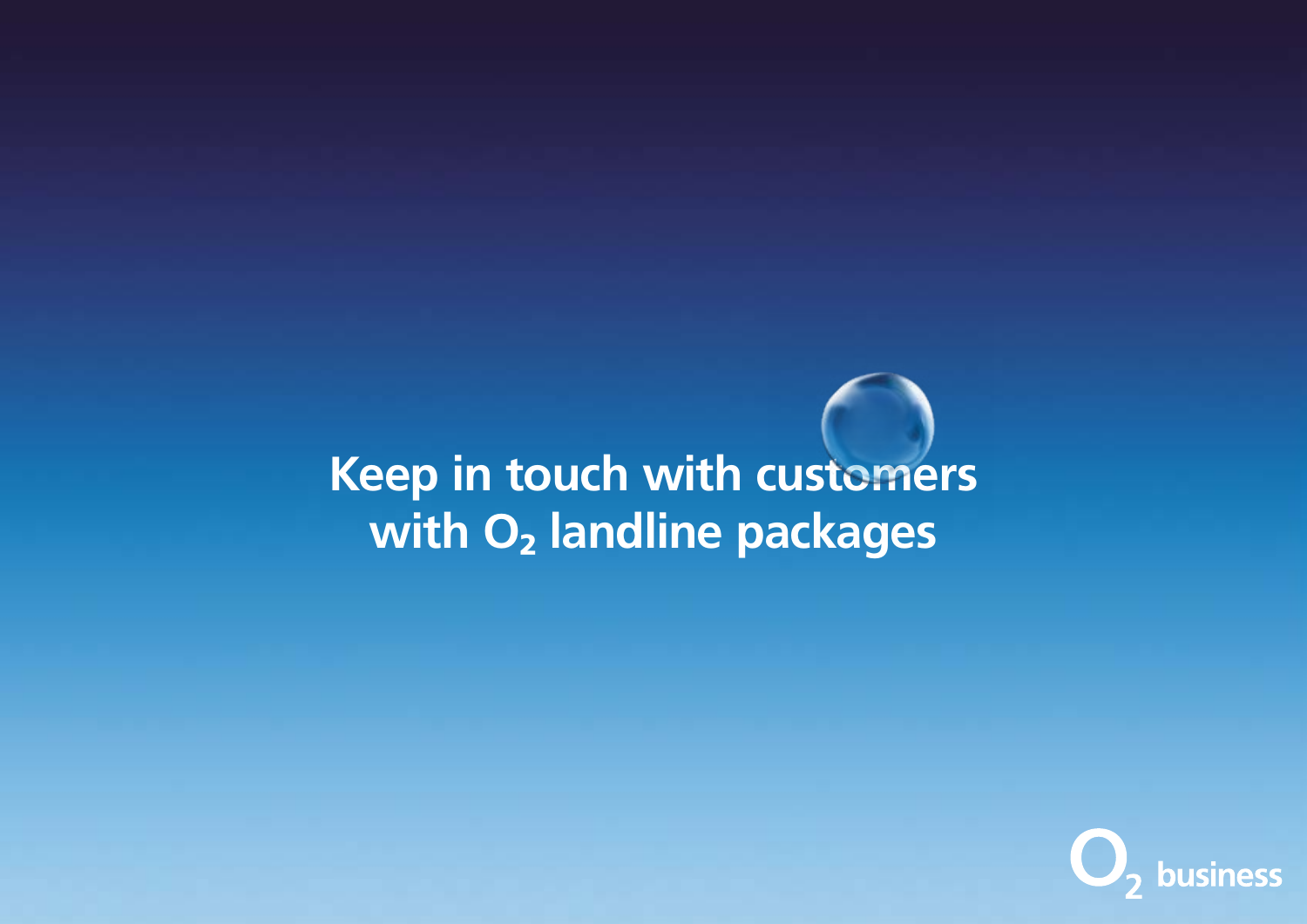# Keep in touch with customers with $O_2$ landline packages

$O_2$ business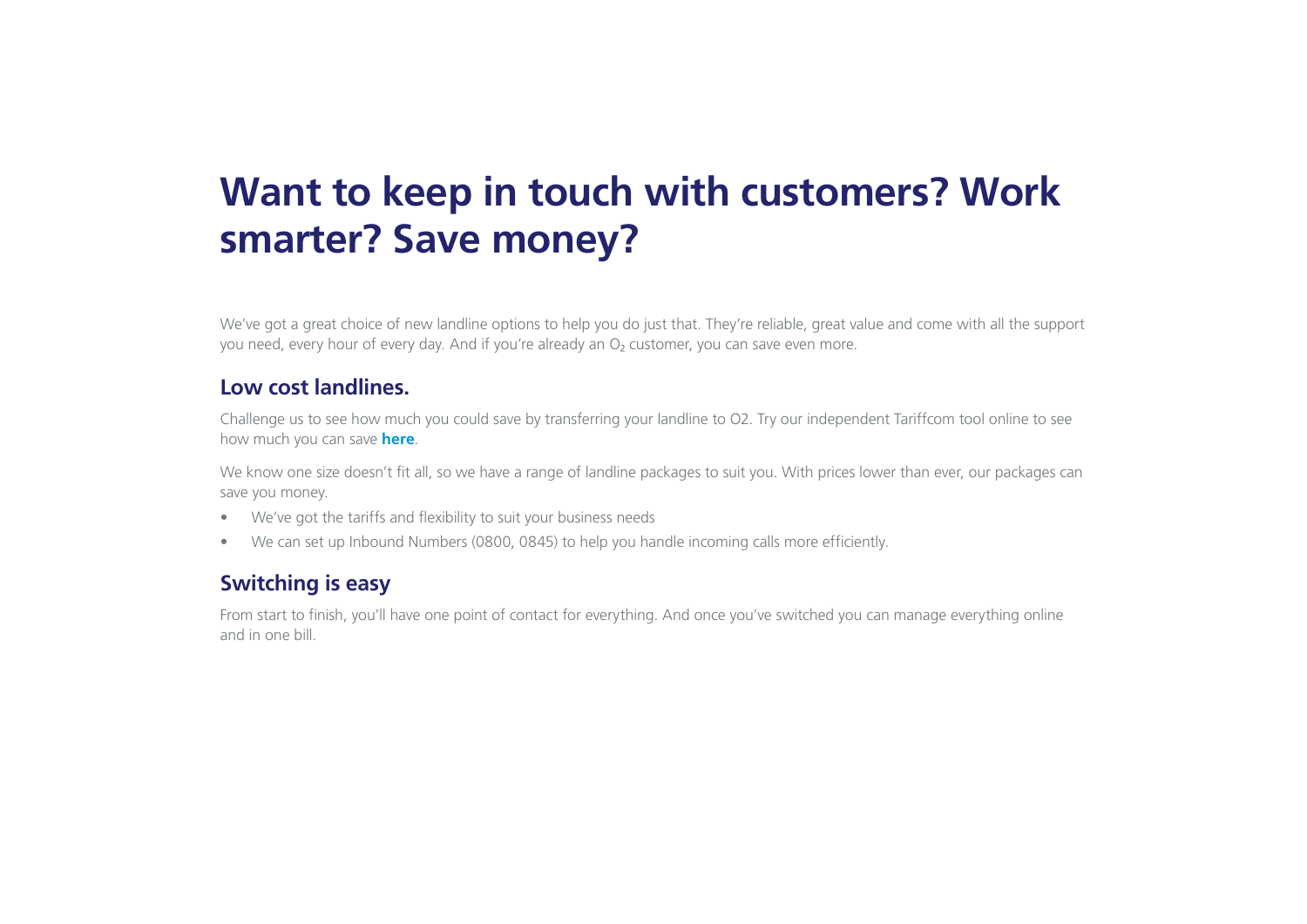# Want to keep in touch with customers? Work smarter? Save money?

We've got a great choice of new landline options to help you do just that. They're reliable, great value and come with all the support you need, every hour of every day. And if you're already an $O_2$ customer, you can save even more.

## Low cost landlines.

Challenge us to see how much you could save by transferring your landline to O2. Try our independent Tariffcom tool online to see how much you can save **here**.

We know one size doesn't fit all, so we have a range of landline packages to suit you. With prices lower than ever, our packages can save you money.

- We've got the tariffs and flexibility to suit your business needs
- We can set up Inbound Numbers (0800, 0845) to help you handle incoming calls more efficiently.

## Switching is easy

From start to finish, you'll have one point of contact for everything. And once you've switched you can manage everything online and in one bill.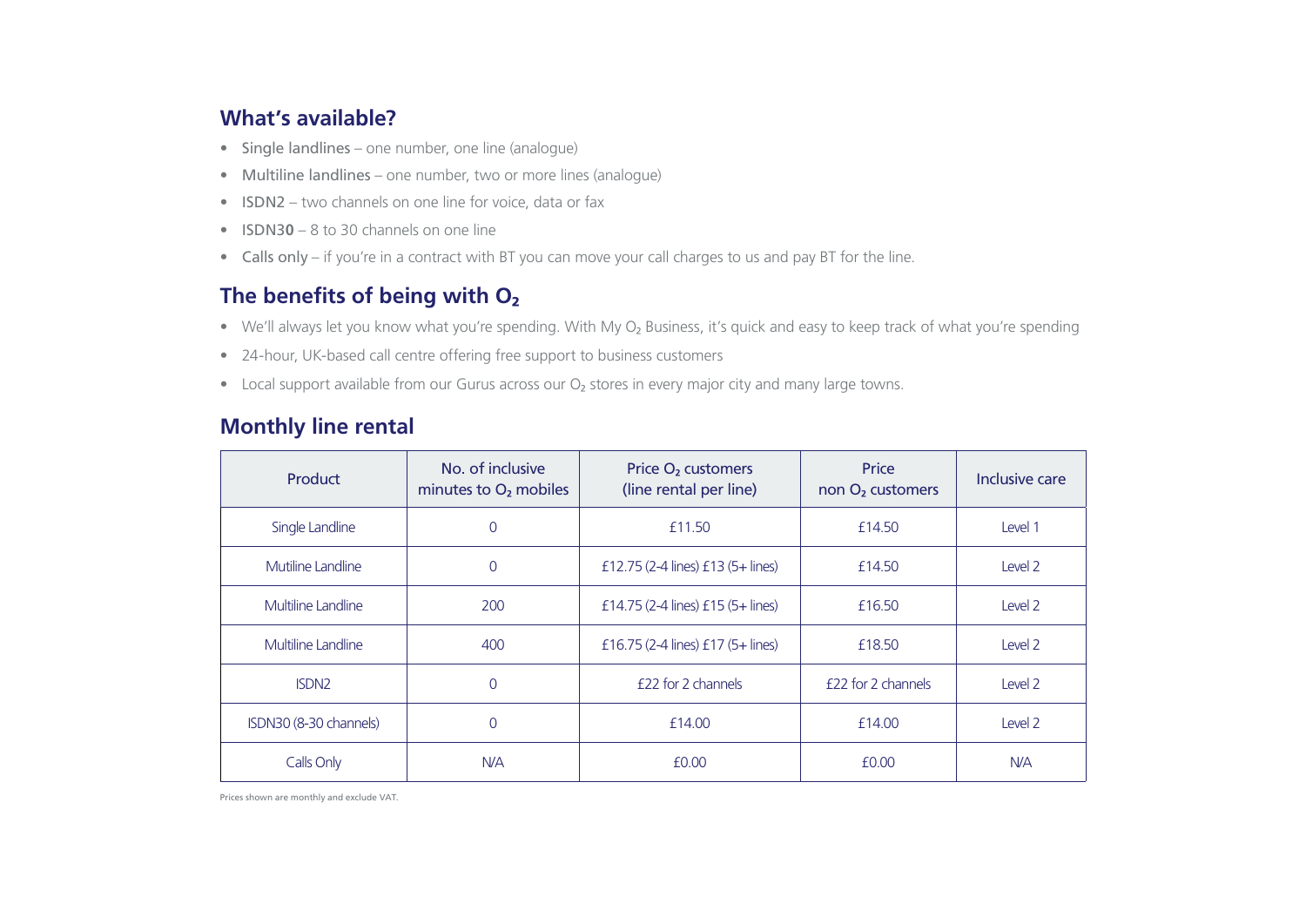## What's available?

- Single landlines – one number, one line (analogue)
- Multiline landlines – one number, two or more lines (analogue)
- ISDN2 – two channels on one line for voice, data or fax
- ISDN30 – 8 to 30 channels on one line
- Calls only – if you're in a contract with BT you can move your call charges to us and pay BT for the line.

## The benefits of being with $O_2$

- We'll always let you know what you're spending. With My $O_2$ Business, it's quick and easy to keep track of what you're spending
- 24-hour, UK-based call centre offering free support to business customers
- Local support available from our Gurus across our $O_2$ stores in every major city and many large towns.

## Monthly line rental

| Product | No. of inclusive minutes to $O_2$ mobiles | Price $O_2$ customers (line rental per line) | Price non $O_2$ customers | Inclusive care |
|---|---|---|---|---|
| Single Landline | 0 | £11.50 | £14.50 | Level 1 |
| Mutiline Landline | 0 | £12.75 (2-4 lines) £13 (5+ lines) | £14.50 | Level 2 |
| Multiline Landline | 200 | £14.75 (2-4 lines) £15 (5+ lines) | £16.50 | Level 2 |
| Multiline Landline | 400 | £16.75 (2-4 lines) £17 (5+ lines) | £18.50 | Level 2 |
| ISDN2 | 0 | £22 for 2 channels | £22 for 2 channels | Level 2 |
| ISDN30 (8-30 channels) | 0 | £14.00 | £14.00 | Level 2 |
| Calls Only | N/A | £0.00 | £0.00 | N/A |

Prices shown are monthly and exclude VAT.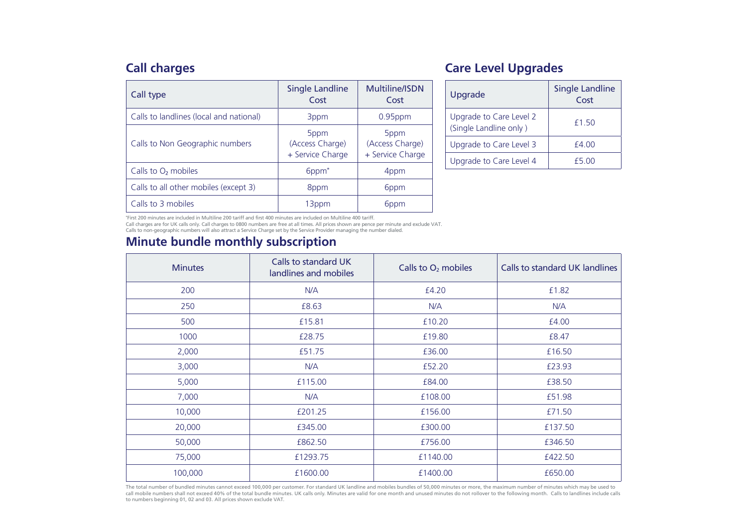## Call charges

| Call type | Single Landline Cost | Multiline/ISDN Cost |
|---|---|---|
| Calls to landlines (local and national) | 3ppm | 0.95ppm |
| Calls to Non Geographic numbers | 5ppm (Access Charge) + Service Charge | 5ppm (Access Charge) + Service Charge |
| Calls to $O_2$ mobiles | 6ppm* | 4ppm |
| Calls to all other mobiles (except 3) | 8ppm | 6ppm |
| Calls to 3 mobiles | 13ppm | 6ppm |

*First 200 minutes are included in Multiline 200 tariff and first 400 minutes are included on Multiline 400 tariff.
Call charges are for UK calls only. Call charges to 0800 numbers are free at all times. All prices shown are pence per minute and exclude VAT.
Calls to non-geographic numbers will also attract a Service Charge set by the Service Provider managing the number dialed.

## Care Level Upgrades

| Upgrade | Single Landline Cost |
|---|---|
| Upgrade to Care Level 2 (Single Landline only ) | £1.50 |
| Upgrade to Care Level 3 | £4.00 |
| Upgrade to Care Level 4 | £5.00 |

## Minute bundle monthly subscription

| Minutes | Calls to standard UK landlines and mobiles | Calls to $O_2$ mobiles | Calls to standard UK landlines |
|---|---|---|---|
| 200 | N/A | £4.20 | £1.82 |
| 250 | £8.63 | N/A | N/A |
| 500 | £15.81 | £10.20 | £4.00 |
| 1000 | £28.75 | £19.80 | £8.47 |
| 2,000 | £51.75 | £36.00 | £16.50 |
| 3,000 | N/A | £52.20 | £23.93 |
| 5,000 | £115.00 | £84.00 | £38.50 |
| 7,000 | N/A | £108.00 | £51.98 |
| 10,000 | £201.25 | £156.00 | £71.50 |
| 20,000 | £345.00 | £300.00 | £137.50 |
| 50,000 | £862.50 | £756.00 | £346.50 |
| 75,000 | £1293.75 | £1140.00 | £422.50 |
| 100,000 | £1600.00 | £1400.00 | £650.00 |

The total number of bundled minutes cannot exceed 100,000 per customer. For standard UK landline and mobiles bundles of 50,000 minutes or more, the maximum number of minutes which may be used to call mobile numbers shall not exceed 40% of the total bundle minutes. UK calls only. Minutes are valid for one month and unused minutes do not rollover to the following month. Calls to landlines include calls to numbers beginning 01, 02 and 03. All prices shown exclude VAT.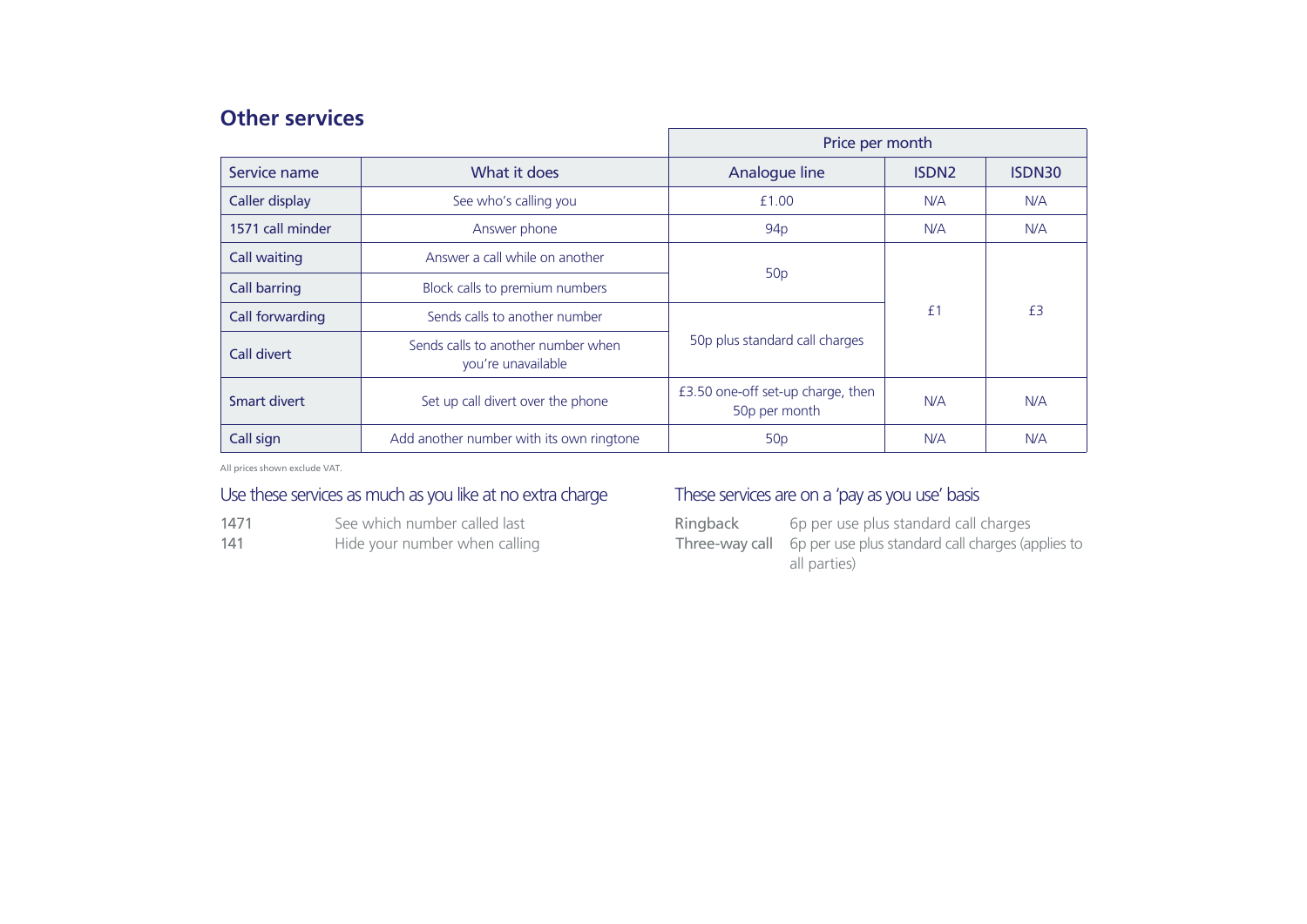## Other services

| | | Price per month | | |
|---|---|---|---|---|
| Service name | What it does | Analogue line | ISDN2 | ISDN30 |
| Caller display | See who's calling you | £1.00 | N/A | N/A |
| 1571 call minder | Answer phone | 94p | N/A | N/A |
| Call waiting | Answer a call while on another | 50p | £1 | £3 |
| Call barring | Block calls to premium numbers | | | |
| Call forwarding | Sends calls to another number | 50p plus standard call charges | | |
| Call divert | Sends calls to another number when you're unavailable | | | |
| Smart divert | Set up call divert over the phone | £3.50 one-off set-up charge, then 50p per month | N/A | N/A |
| Call sign | Add another number with its own ringtone | 50p | N/A | N/A |

All prices shown exclude VAT.

### Use these services as much as you like at no extra charge

| | |
|---|---|
| 1471 | See which number called last |
| 141 | Hide your number when calling |

### These services are on a 'pay as you use' basis

| | |
|---|---|
| Ringback | 6p per use plus standard call charges |
| Three-way call | 6p per use plus standard call charges (applies to all parties) |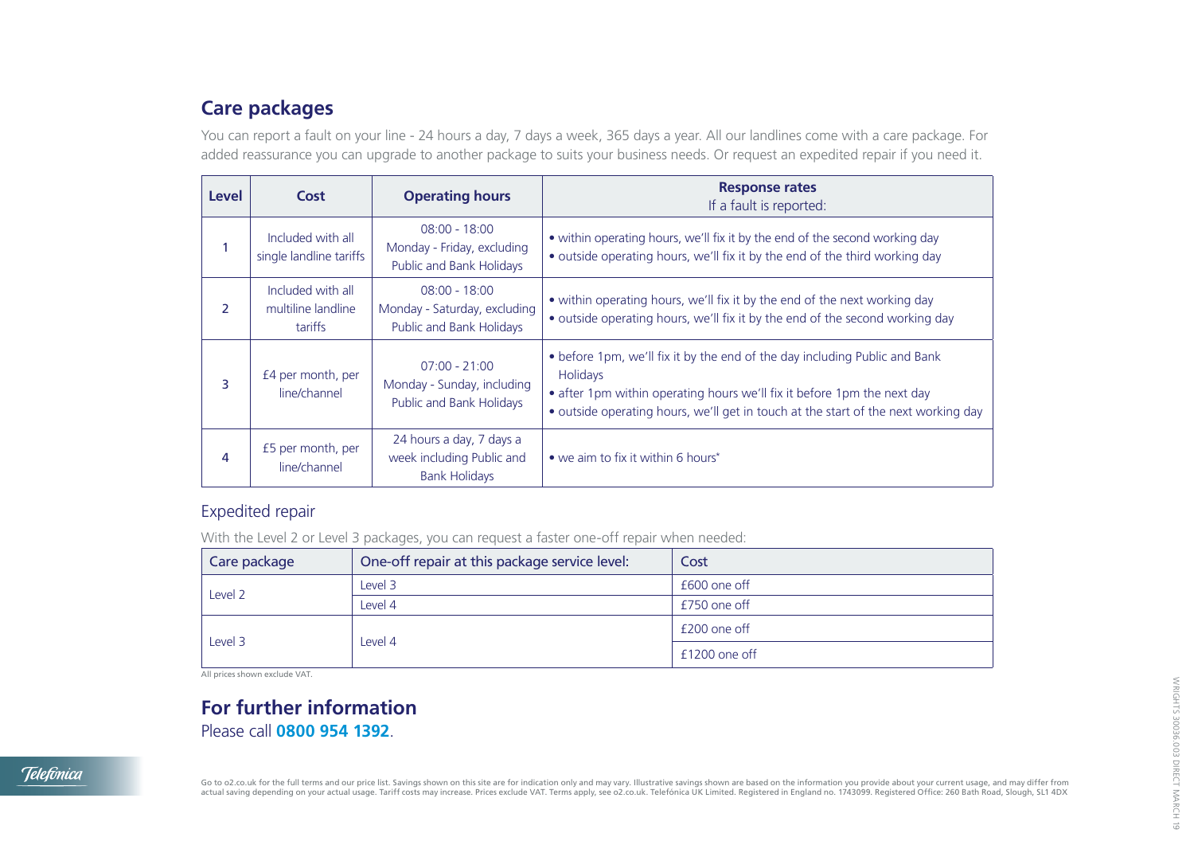## Care packages

You can report a fault on your line - 24 hours a day, 7 days a week, 365 days a year. All our landlines come with a care package. For added reassurance you can upgrade to another package to suits your business needs. Or request an expedited repair if you need it.

| Level | Cost | Operating hours | Response rates<br>If a fault is reported: |
|---|---|---|---|
| 1 | Included with all single landline tariffs | 08:00 - 18:00<br>Monday - Friday, excluding Public and Bank Holidays | • within operating hours, we'll fix it by the end of the second working day<br>• outside operating hours, we'll fix it by the end of the third working day |
| 2 | Included with all multiline landline tariffs | 08:00 - 18:00<br>Monday - Saturday, excluding Public and Bank Holidays | • within operating hours, we'll fix it by the end of the next working day<br>• outside operating hours, we'll fix it by the end of the second working day |
| 3 | £4 per month, per line/channel | 07:00 - 21:00<br>Monday - Sunday, including Public and Bank Holidays | • before 1pm, we'll fix it by the end of the day including Public and Bank Holidays<br>• after 1pm within operating hours we'll fix it before 1pm the next day<br>• outside operating hours, we'll get in touch at the start of the next working day |
| 4 | £5 per month, per line/channel | 24 hours a day, 7 days a week including Public and Bank Holidays | • we aim to fix it within 6 hours* |

### Expedited repair

With the Level 2 or Level 3 packages, you can request a faster one-off repair when needed:

| Care package | One-off repair at this package service level: | Cost |
|---|---|---|
| Level 2 | Level 3 | £600 one off |
| | Level 4 | £750 one off |
| Level 3 | Level 4 | £200 one off |
| | | £1200 one off |

All prices shown exclude VAT.

## For further information

Please call **0800 954 1392**.

Go to o2.co.uk for the full terms and our price list. Savings shown on this site are for indication only and may vary. Illustrative savings shown are based on the information you provide about your current usage, and may differ from actual saving depending on your actual usage. Tariff costs may increase. Prices exclude VAT. Terms apply, see o2.co.uk. Telefónica UK Limited. Registered in England no. 1743099. Registered Office: 260 Bath Road, Slough, SL1 4DX

WRIGHTS 30036.003 DIRECT MARCH 19